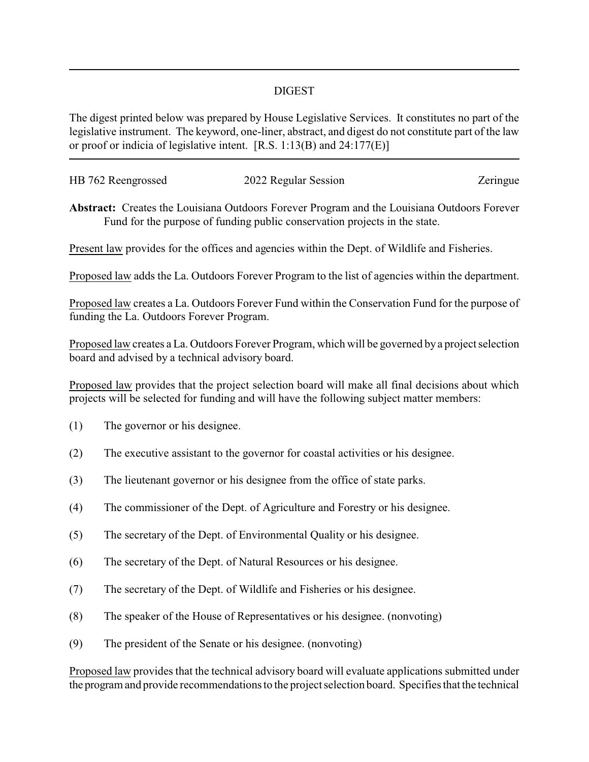# DIGEST

The digest printed below was prepared by House Legislative Services. It constitutes no part of the legislative instrument. The keyword, one-liner, abstract, and digest do not constitute part of the law or proof or indicia of legislative intent. [R.S. 1:13(B) and 24:177(E)]

HB 762 Reengrossed | 2022 Regular Session | Zeringue

**Abstract:** Creates the Louisiana Outdoors Forever Program and the Louisiana Outdoors Forever Fund for the purpose of funding public conservation projects in the state.

Present law provides for the offices and agencies within the Dept. of Wildlife and Fisheries.

Proposed law adds the La. Outdoors Forever Program to the list of agencies within the department.

Proposed law creates a La. Outdoors Forever Fund within the Conservation Fund for the purpose of funding the La. Outdoors Forever Program.

Proposed law creates a La. Outdoors Forever Program, which will be governed by a project selection board and advised by a technical advisory board.

Proposed law provides that the project selection board will make all final decisions about which projects will be selected for funding and will have the following subject matter members:

(1) The governor or his designee.

(2) The executive assistant to the governor for coastal activities or his designee.

(3) The lieutenant governor or his designee from the office of state parks.

(4) The commissioner of the Dept. of Agriculture and Forestry or his designee.

(5) The secretary of the Dept. of Environmental Quality or his designee.

(6) The secretary of the Dept. of Natural Resources or his designee.

(7) The secretary of the Dept. of Wildlife and Fisheries or his designee.

(8) The speaker of the House of Representatives or his designee. (nonvoting)

(9) The president of the Senate or his designee. (nonvoting)

Proposed law provides that the technical advisory board will evaluate applications submitted under the program and provide recommendations to the project selection board. Specifies that the technical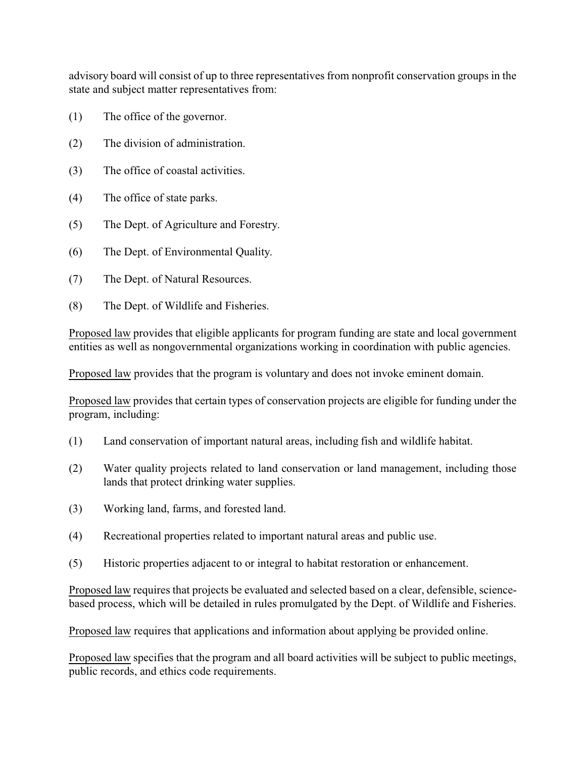advisory board will consist of up to three representatives from nonprofit conservation groups in the state and subject matter representatives from:

(1) The office of the governor.

(2) The division of administration.

(3) The office of coastal activities.

(4) The office of state parks.

(5) The Dept. of Agriculture and Forestry.

(6) The Dept. of Environmental Quality.

(7) The Dept. of Natural Resources.

(8) The Dept. of Wildlife and Fisheries.

Proposed law provides that eligible applicants for program funding are state and local government entities as well as nongovernmental organizations working in coordination with public agencies.

Proposed law provides that the program is voluntary and does not invoke eminent domain.

Proposed law provides that certain types of conservation projects are eligible for funding under the program, including:

(1) Land conservation of important natural areas, including fish and wildlife habitat.

(2) Water quality projects related to land conservation or land management, including those lands that protect drinking water supplies.

(3) Working land, farms, and forested land.

(4) Recreational properties related to important natural areas and public use.

(5) Historic properties adjacent to or integral to habitat restoration or enhancement.

Proposed law requires that projects be evaluated and selected based on a clear, defensible, science-based process, which will be detailed in rules promulgated by the Dept. of Wildlife and Fisheries.

Proposed law requires that applications and information about applying be provided online.

Proposed law specifies that the program and all board activities will be subject to public meetings, public records, and ethics code requirements.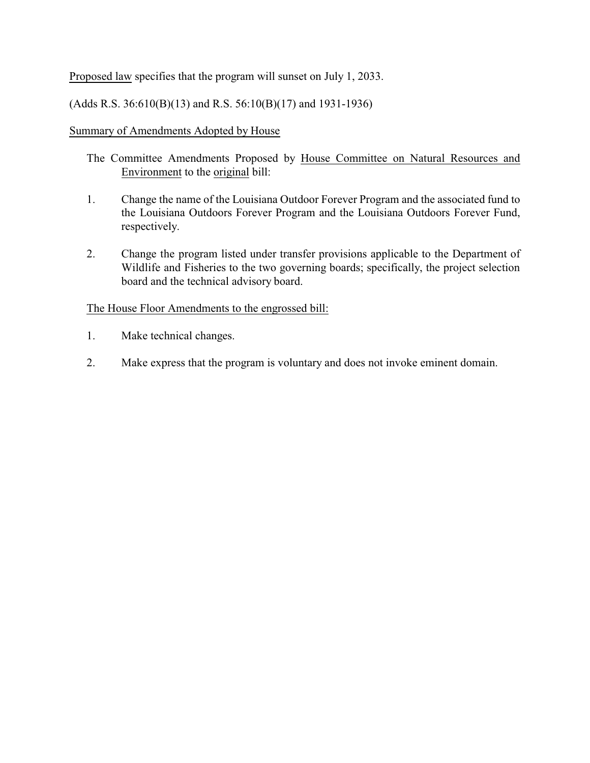<u>Proposed law</u> specifies that the program will sunset on July 1, 2033.

(Adds R.S. 36:610(B)(13) and R.S. 56:10(B)(17) and 1931-1936)

<u>Summary of Amendments Adopted by House</u>

The Committee Amendments Proposed by <u>House Committee on Natural Resources and Environment</u> to the <u>original</u> bill:

1. Change the name of the Louisiana Outdoor Forever Program and the associated fund to the Louisiana Outdoors Forever Program and the Louisiana Outdoors Forever Fund, respectively.

2. Change the program listed under transfer provisions applicable to the Department of Wildlife and Fisheries to the two governing boards; specifically, the project selection board and the technical advisory board.

<u>The House Floor Amendments to the engrossed bill:</u>

1. Make technical changes.

2. Make express that the program is voluntary and does not invoke eminent domain.